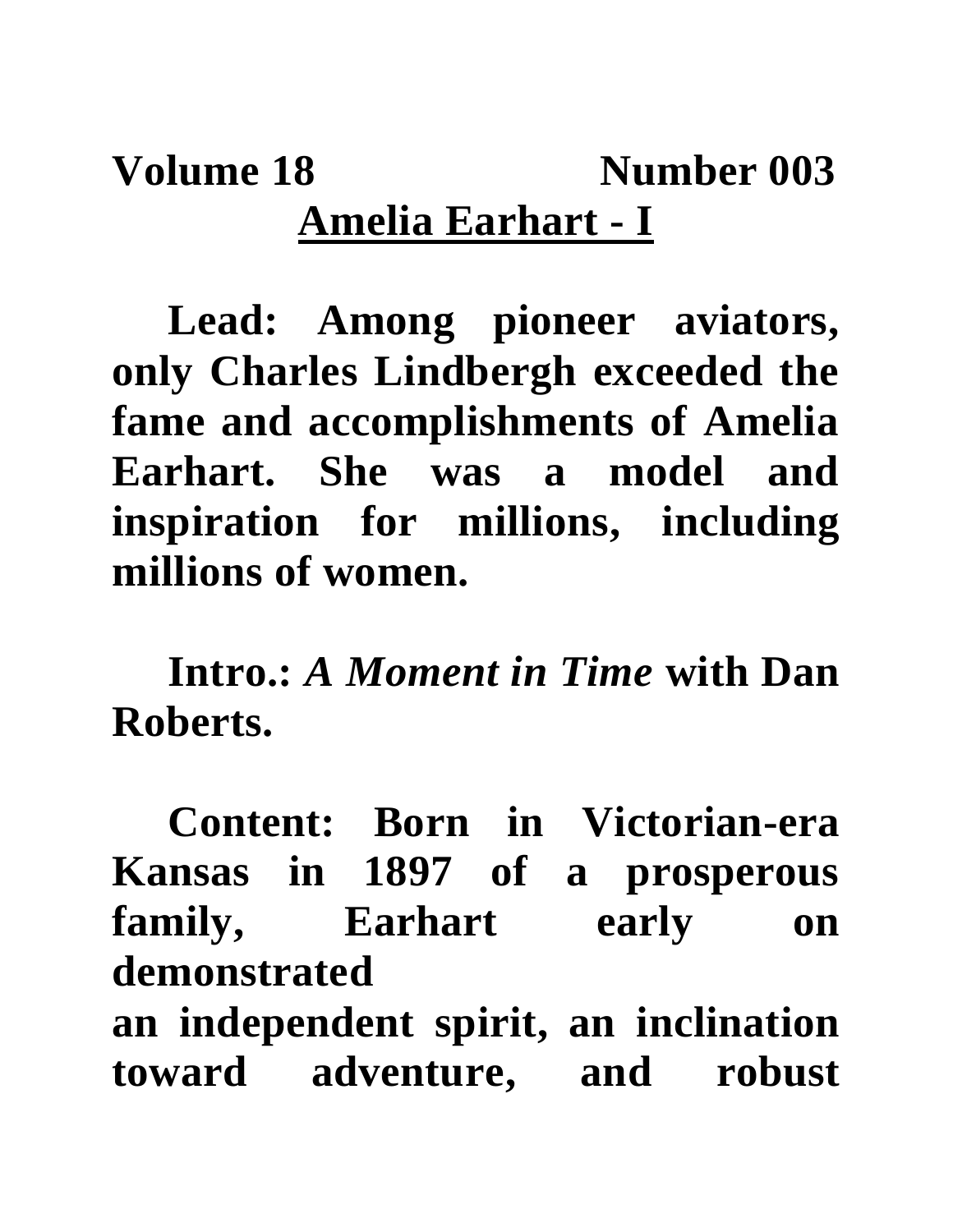**Volume 18 Number 003**

## Amelia Earhart - I

**Lead: Among pioneer aviators, only Charles Lindbergh exceeded the fame and accomplishments of Amelia Earhart. She was a model and inspiration for millions, including millions of women.**

**Intro.:** ***A Moment in Time*** **with Dan Roberts.**

**Content: Born in Victorian-era Kansas in 1897 of a prosperous family, Earhart early on demonstrated an independent spirit, an inclination toward adventure, and robust**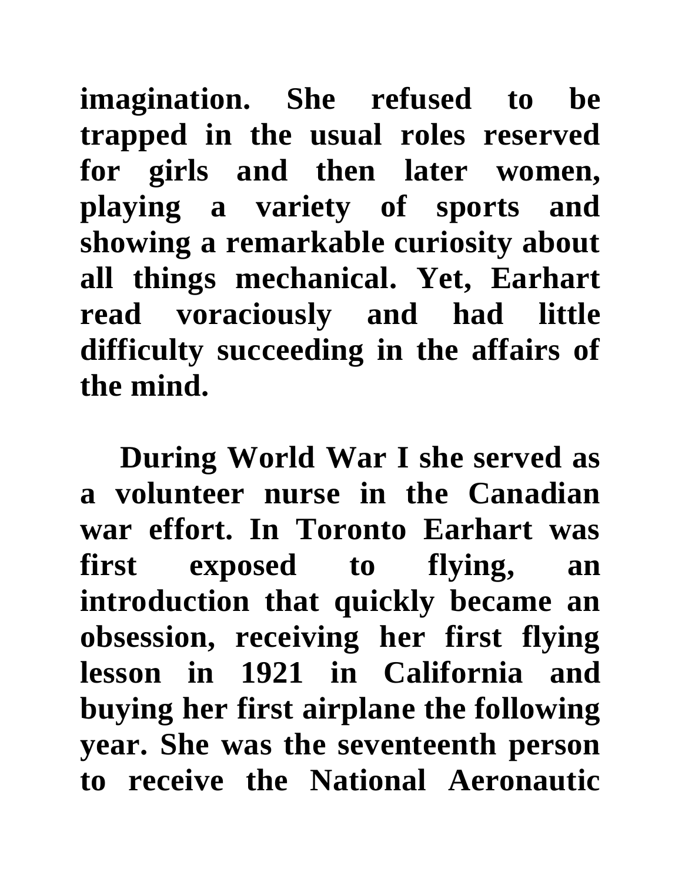**imagination. She refused to be trapped in the usual roles reserved for girls and then later women, playing a variety of sports and showing a remarkable curiosity about all things mechanical. Yet, Earhart read voraciously and had little difficulty succeeding in the affairs of the mind.**

**During World War I she served as a volunteer nurse in the Canadian war effort. In Toronto Earhart was first exposed to flying, an introduction that quickly became an obsession, receiving her first flying lesson in 1921 in California and buying her first airplane the following year. She was the seventeenth person to receive the National Aeronautic**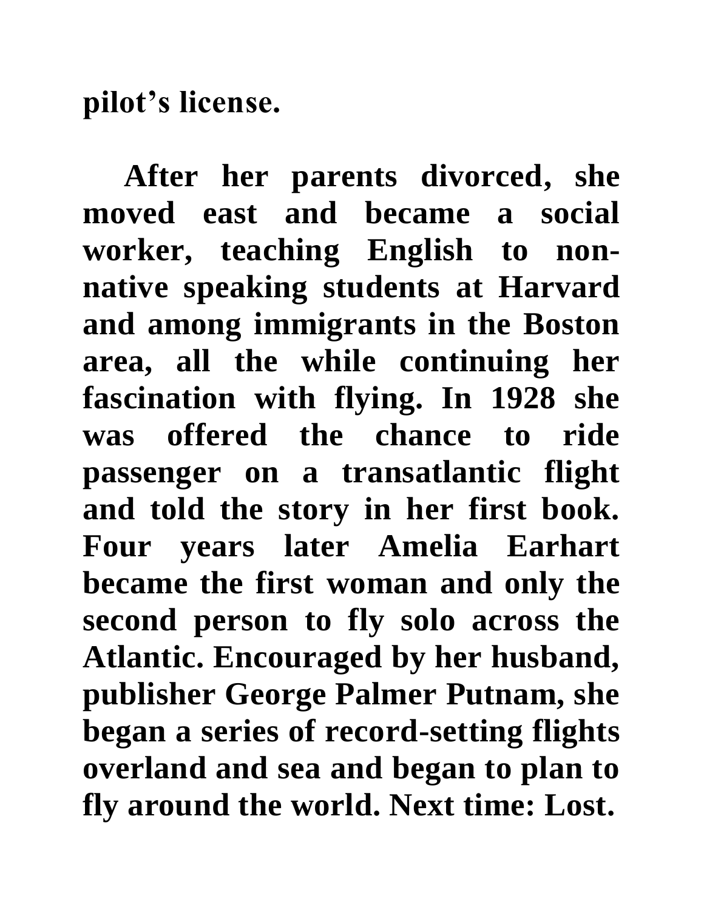pilot's license.

After her parents divorced, she moved east and became a social worker, teaching English to non-native speaking students at Harvard and among immigrants in the Boston area, all the while continuing her fascination with flying. In 1928 she was offered the chance to ride passenger on a transatlantic flight and told the story in her first book. Four years later Amelia Earhart became the first woman and only the second person to fly solo across the Atlantic. Encouraged by her husband, publisher George Palmer Putnam, she began a series of record-setting flights overland and sea and began to plan to fly around the world. Next time: Lost.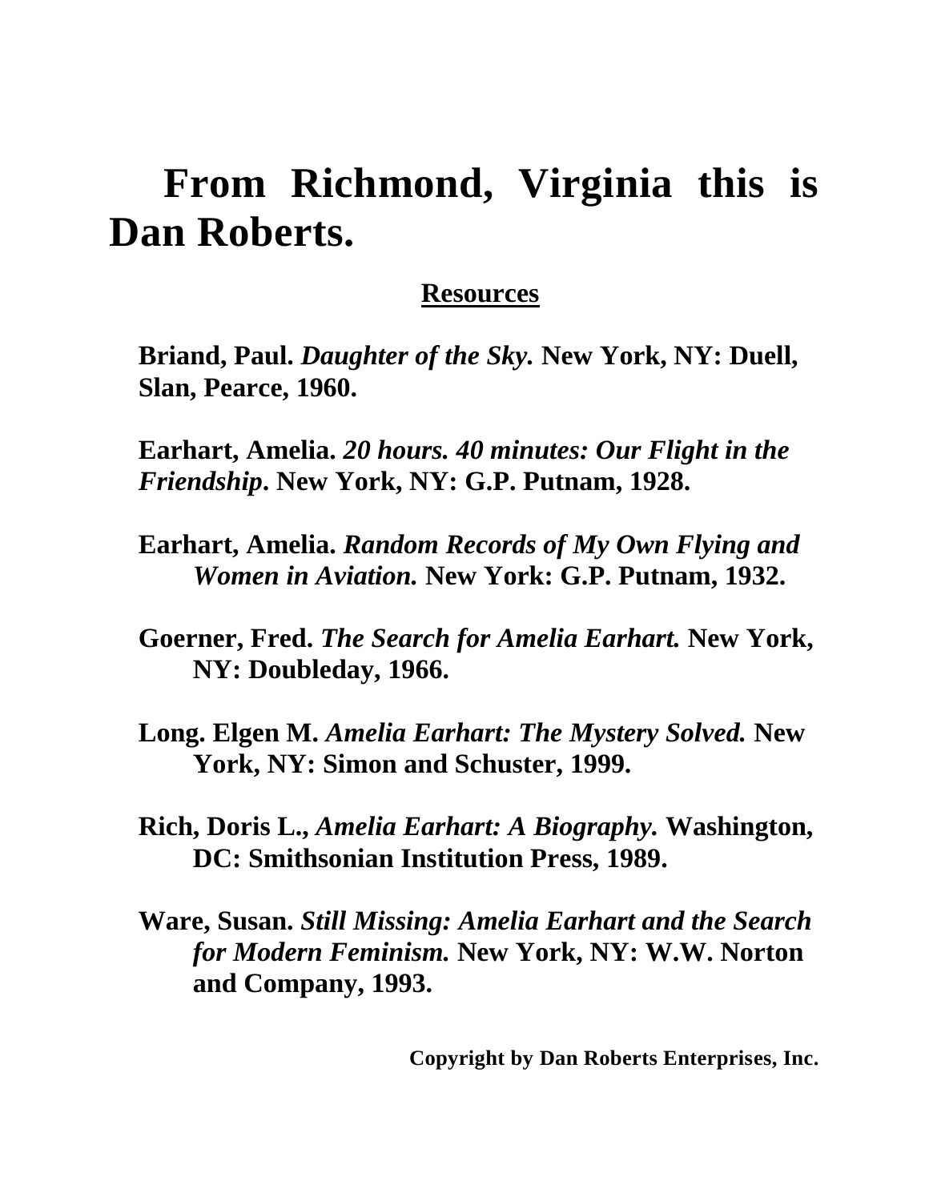**From Richmond, Virginia this is Dan Roberts.**

## Resources

**Briand, Paul. *Daughter of the Sky.* New York, NY: Duell, Slan, Pearce, 1960.**

**Earhart, Amelia. *20 hours. 40 minutes: Our Flight in the Friendship*. New York, NY: G.P. Putnam, 1928.**

**Earhart, Amelia. *Random Records of My Own Flying and Women in Aviation.* New York: G.P. Putnam, 1932.**

**Goerner, Fred. *The Search for Amelia Earhart.* New York, NY: Doubleday, 1966.**

**Long. Elgen M. *Amelia Earhart: The Mystery Solved.* New York, NY: Simon and Schuster, 1999.**

**Rich, Doris L., *Amelia Earhart: A Biography.* Washington, DC: Smithsonian Institution Press, 1989.**

**Ware, Susan. *Still Missing: Amelia Earhart and the Search for Modern Feminism.* New York, NY: W.W. Norton and Company, 1993.**

**Copyright by Dan Roberts Enterprises, Inc.**